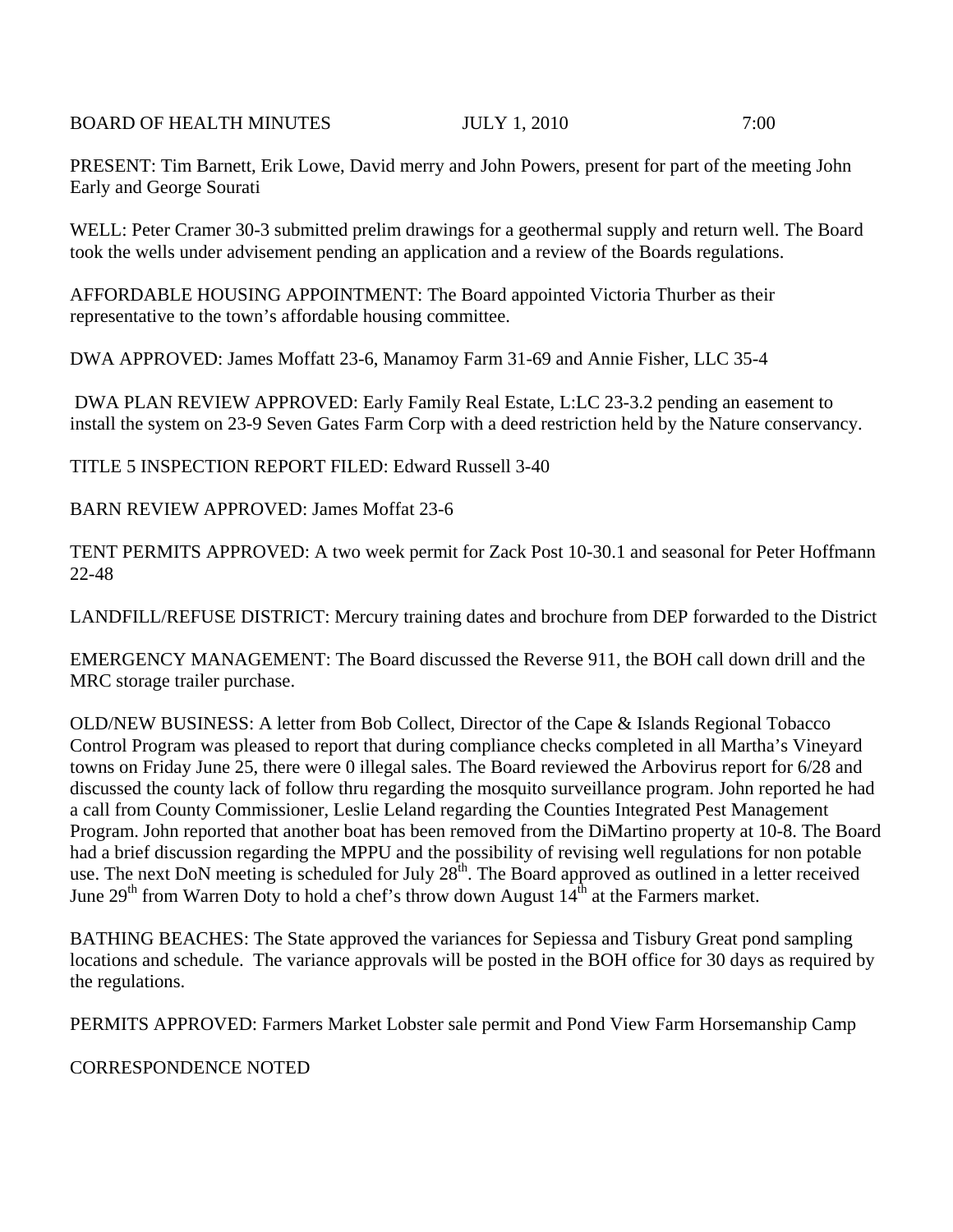BOARD OF HEALTH MINUTES JULY 1, 2010 7:00

PRESENT: Tim Barnett, Erik Lowe, David merry and John Powers, present for part of the meeting John Early and George Sourati

WELL: Peter Cramer 30-3 submitted prelim drawings for a geothermal supply and return well. The Board took the wells under advisement pending an application and a review of the Boards regulations.

AFFORDABLE HOUSING APPOINTMENT: The Board appointed Victoria Thurber as their representative to the town's affordable housing committee.

DWA APPROVED: James Moffatt 23-6, Manamoy Farm 31-69 and Annie Fisher, LLC 35-4

DWA PLAN REVIEW APPROVED: Early Family Real Estate, L:LC 23-3.2 pending an easement to install the system on 23-9 Seven Gates Farm Corp with a deed restriction held by the Nature conservancy.

TITLE 5 INSPECTION REPORT FILED: Edward Russell 3-40

BARN REVIEW APPROVED: James Moffat 23-6

TENT PERMITS APPROVED: A two week permit for Zack Post 10-30.1 and seasonal for Peter Hoffmann 22-48

LANDFILL/REFUSE DISTRICT: Mercury training dates and brochure from DEP forwarded to the District

EMERGENCY MANAGEMENT: The Board discussed the Reverse 911, the BOH call down drill and the MRC storage trailer purchase.

OLD/NEW BUSINESS: A letter from Bob Collect, Director of the Cape & Islands Regional Tobacco Control Program was pleased to report that during compliance checks completed in all Martha's Vineyard towns on Friday June 25, there were 0 illegal sales. The Board reviewed the Arbovirus report for 6/28 and discussed the county lack of follow thru regarding the mosquito surveillance program. John reported he had a call from County Commissioner, Leslie Leland regarding the Counties Integrated Pest Management Program. John reported that another boat has been removed from the DiMartino property at 10-8. The Board had a brief discussion regarding the MPPU and the possibility of revising well regulations for non potable use. The next DoN meeting is scheduled for July 28th. The Board approved as outlined in a letter received June 29th from Warren Doty to hold a chef's throw down August 14th at the Farmers market.

BATHING BEACHES: The State approved the variances for Sepiessa and Tisbury Great pond sampling locations and schedule. The variance approvals will be posted in the BOH office for 30 days as required by the regulations.

PERMITS APPROVED: Farmers Market Lobster sale permit and Pond View Farm Horsemanship Camp

CORRESPONDENCE NOTED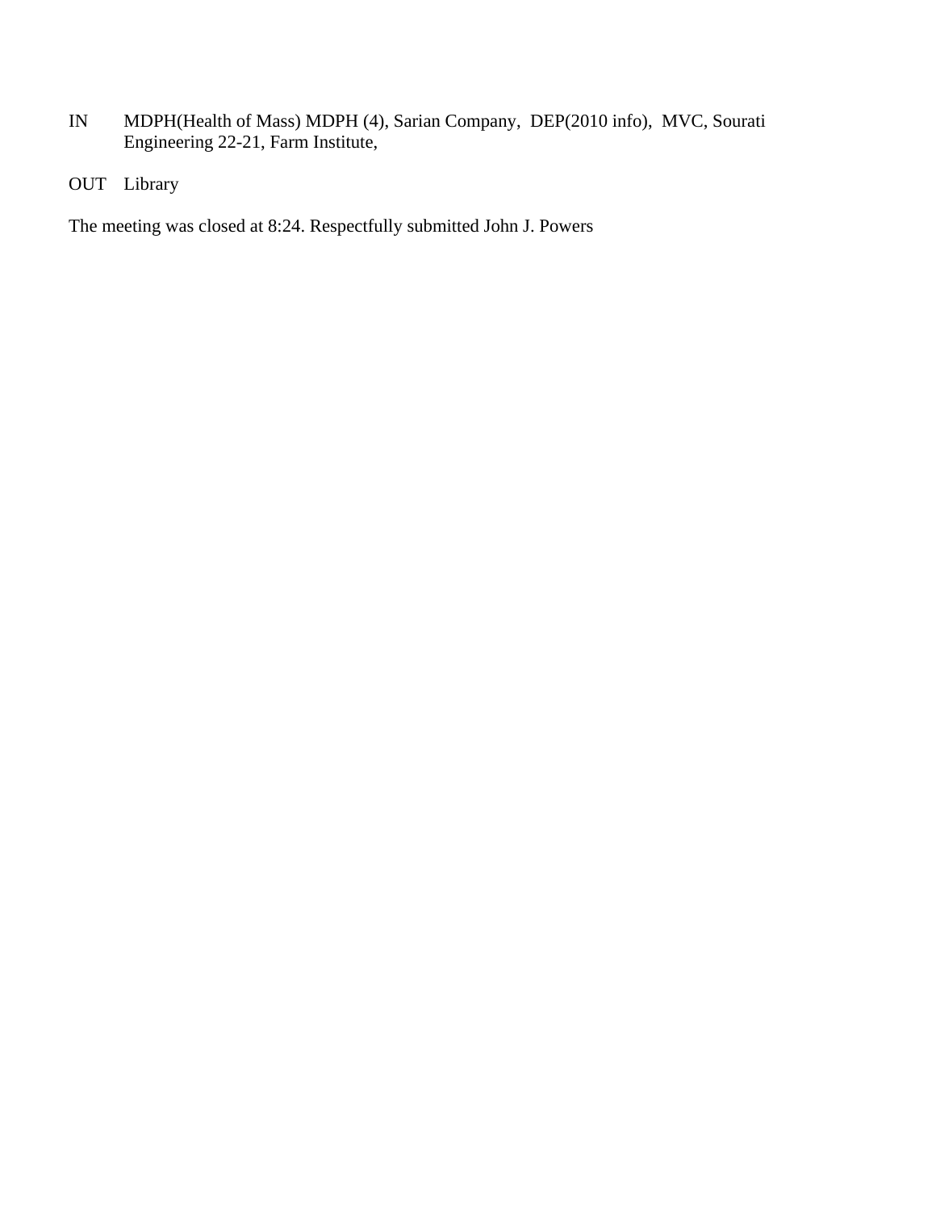IN MDPH(Health of Mass) MDPH (4), Sarian Company, DEP(2010 info), MVC, Sourati Engineering 22-21, Farm Institute,

OUT Library

The meeting was closed at 8:24. Respectfully submitted John J. Powers